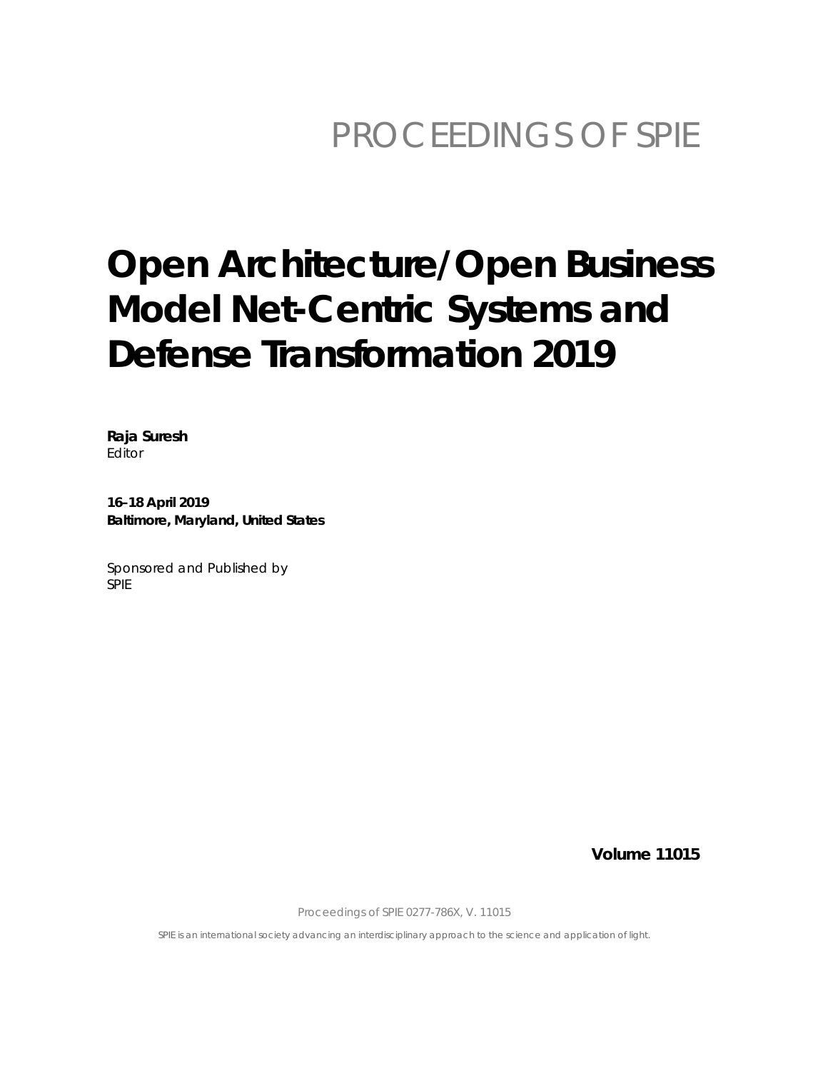PROCEEDINGS OF SPIE

# Open Architecture/Open Business Model Net-Centric Systems and Defense Transformation 2019

**Raja Suresh**
*Editor*

**16–18 April 2019**
**Baltimore, Maryland, United States**

Sponsored and Published by
SPIE

**Volume 11015**

Proceedings of SPIE 0277-786X, V. 11015

SPIE is an international society advancing an interdisciplinary approach to the science and application of light.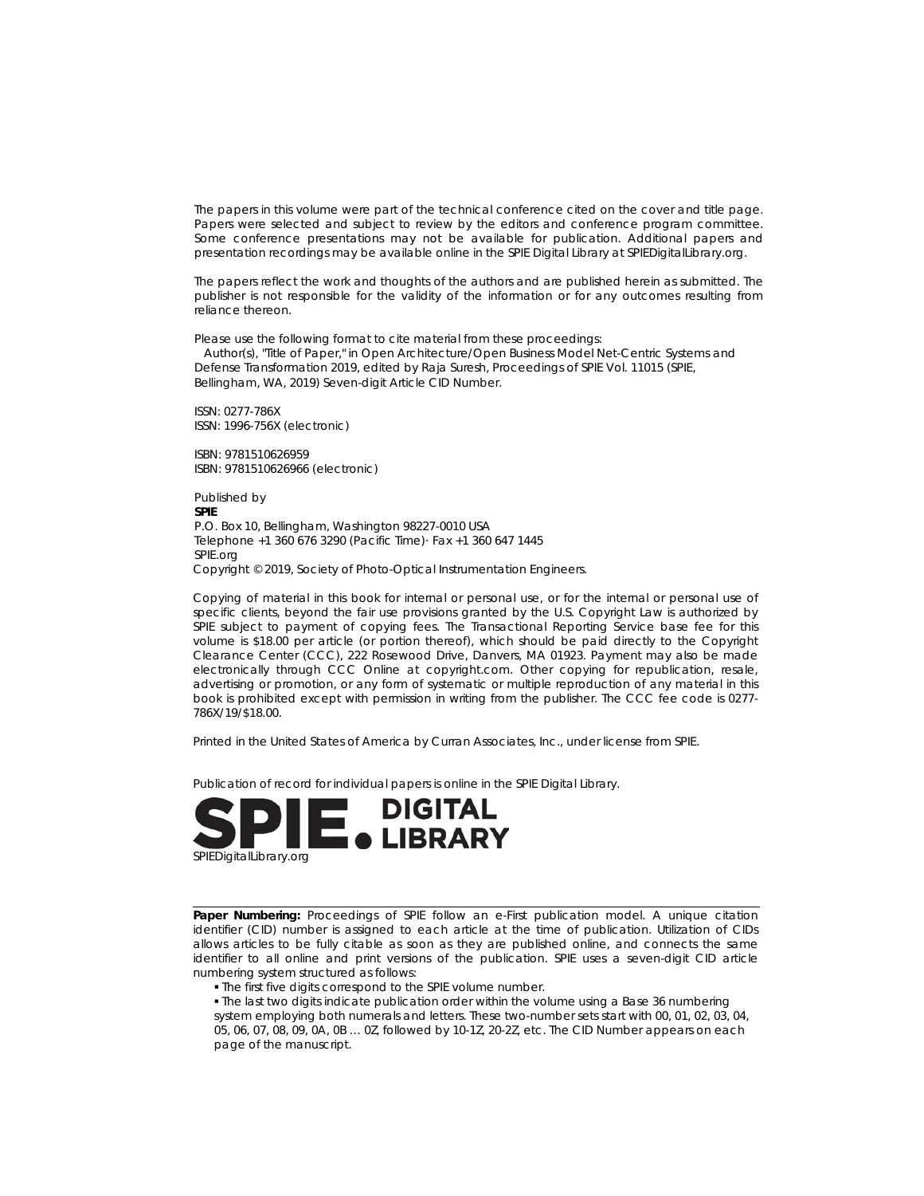The papers in this volume were part of the technical conference cited on the cover and title page. Papers were selected and subject to review by the editors and conference program committee. Some conference presentations may not be available for publication. Additional papers and presentation recordings may be available online in the SPIE Digital Library at SPIEDigitalLibrary.org.

The papers reflect the work and thoughts of the authors and are published herein as submitted. The publisher is not responsible for the validity of the information or for any outcomes resulting from reliance thereon.

Please use the following format to cite material from these proceedings:
Author(s), "Title of Paper," in Open Architecture/Open Business Model Net-Centric Systems and Defense Transformation 2019, edited by Raja Suresh, Proceedings of SPIE Vol. 11015 (SPIE, Bellingham, WA, 2019) Seven-digit Article CID Number.

ISSN: 0277-786X
ISSN: 1996-756X (electronic)

ISBN: 9781510626959
ISBN: 9781510626966 (electronic)

Published by
**SPIE**
P.O. Box 10, Bellingham, Washington 98227-0010 USA
Telephone +1 360 676 3290 (Pacific Time)· Fax +1 360 647 1445
SPIE.org
Copyright © 2019, Society of Photo-Optical Instrumentation Engineers.

Copying of material in this book for internal or personal use, or for the internal or personal use of specific clients, beyond the fair use provisions granted by the U.S. Copyright Law is authorized by SPIE subject to payment of copying fees. The Transactional Reporting Service base fee for this volume is $18.00 per article (or portion thereof), which should be paid directly to the Copyright Clearance Center (CCC), 222 Rosewood Drive, Danvers, MA 01923. Payment may also be made electronically through CCC Online at copyright.com. Other copying for republication, resale, advertising or promotion, or any form of systematic or multiple reproduction of any material in this book is prohibited except with permission in writing from the publisher. The CCC fee code is 0277-786X/19/$18.00.

Printed in the United States of America by Curran Associates, Inc., under license from SPIE.

Publication of record for individual papers is online in the SPIE Digital Library.

SPIE. DIGITAL LIBRARY

SPIEDigitalLibrary.org

---

**Paper Numbering:** Proceedings of SPIE follow an e-First publication model. A unique citation identifier (CID) number is assigned to each article at the time of publication. Utilization of CIDs allows articles to be fully citable as soon as they are published online, and connects the same identifier to all online and print versions of the publication. SPIE uses a seven-digit CID article numbering system structured as follows:

- The first five digits correspond to the SPIE volume number.
- The last two digits indicate publication order within the volume using a Base 36 numbering system employing both numerals and letters. These two-number sets start with 00, 01, 02, 03, 04, 05, 06, 07, 08, 09, 0A, 0B … 0Z, followed by 10-1Z, 20-2Z, etc. The CID Number appears on each page of the manuscript.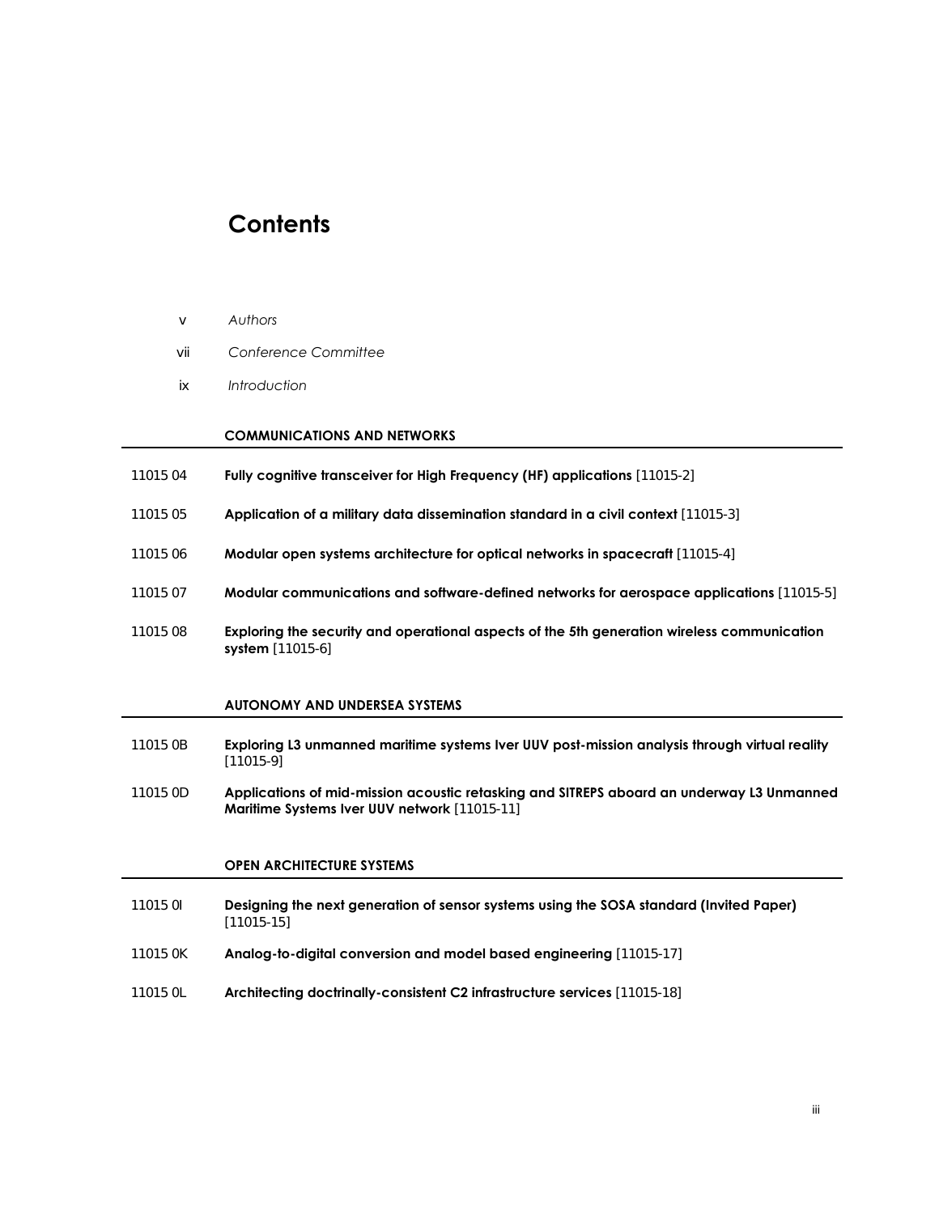# Contents

| | |
|---|---|
| v | *Authors* |
| vii | *Conference Committee* |
| ix | *Introduction* |

## COMMUNICATIONS AND NETWORKS

| | |
|---|---|
| 11015 04 | **Fully cognitive transceiver for High Frequency (HF) applications** [11015-2] |
| 11015 05 | **Application of a military data dissemination standard in a civil context** [11015-3] |
| 11015 06 | **Modular open systems architecture for optical networks in spacecraft** [11015-4] |
| 11015 07 | **Modular communications and software-defined networks for aerospace applications** [11015-5] |
| 11015 08 | **Exploring the security and operational aspects of the 5th generation wireless communication system** [11015-6] |

## AUTONOMY AND UNDERSEA SYSTEMS

| | |
|---|---|
| 11015 0B | **Exploring L3 unmanned maritime systems Iver UUV post-mission analysis through virtual reality** [11015-9] |
| 11015 0D | **Applications of mid-mission acoustic retasking and SITREPS aboard an underway L3 Unmanned Maritime Systems Iver UUV network** [11015-11] |

## OPEN ARCHITECTURE SYSTEMS

| | |
|---|---|
| 11015 0I | **Designing the next generation of sensor systems using the SOSA standard (Invited Paper)** [11015-15] |
| 11015 0K | **Analog-to-digital conversion and model based engineering** [11015-17] |
| 11015 0L | **Architecting doctrinally-consistent C2 infrastructure services** [11015-18] |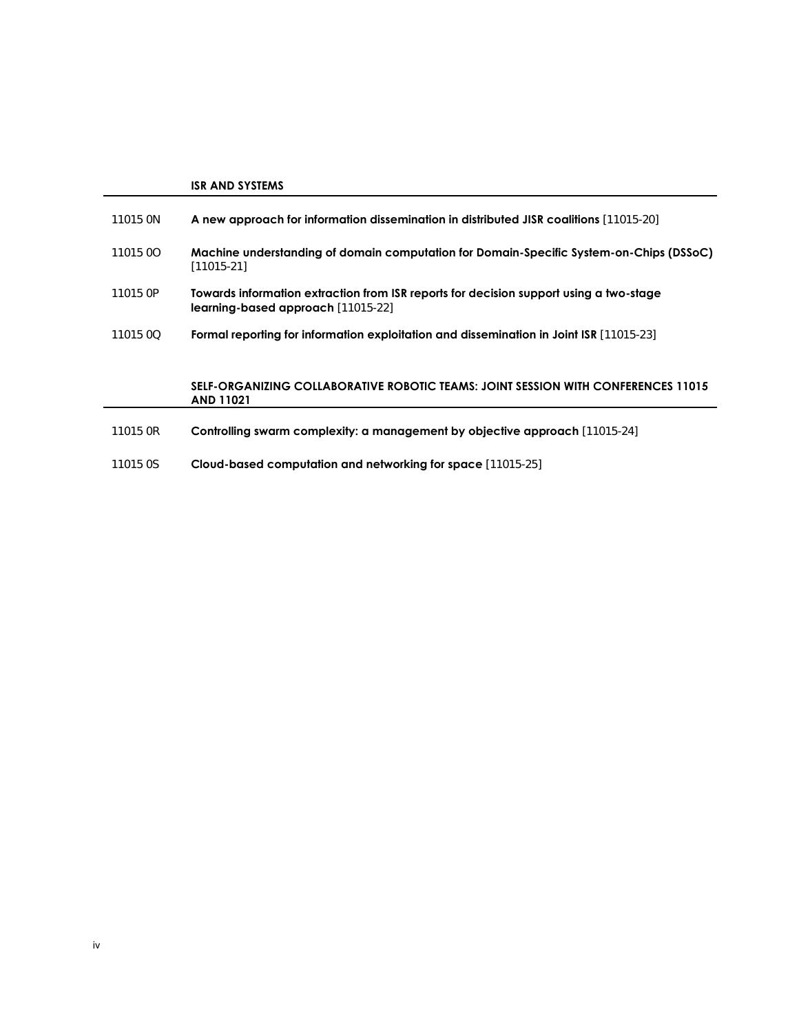## ISR AND SYSTEMS

11015 0N **A new approach for information dissemination in distributed JISR coalitions** [11015-20]

11015 0O **Machine understanding of domain computation for Domain-Specific System-on-Chips (DSSoC)** [11015-21]

11015 0P **Towards information extraction from ISR reports for decision support using a two-stage learning-based approach** [11015-22]

11015 0Q **Formal reporting for information exploitation and dissemination in Joint ISR** [11015-23]

## SELF-ORGANIZING COLLABORATIVE ROBOTIC TEAMS: JOINT SESSION WITH CONFERENCES 11015 AND 11021

11015 0R **Controlling swarm complexity: a management by objective approach** [11015-24]

11015 0S **Cloud-based computation and networking for space** [11015-25]